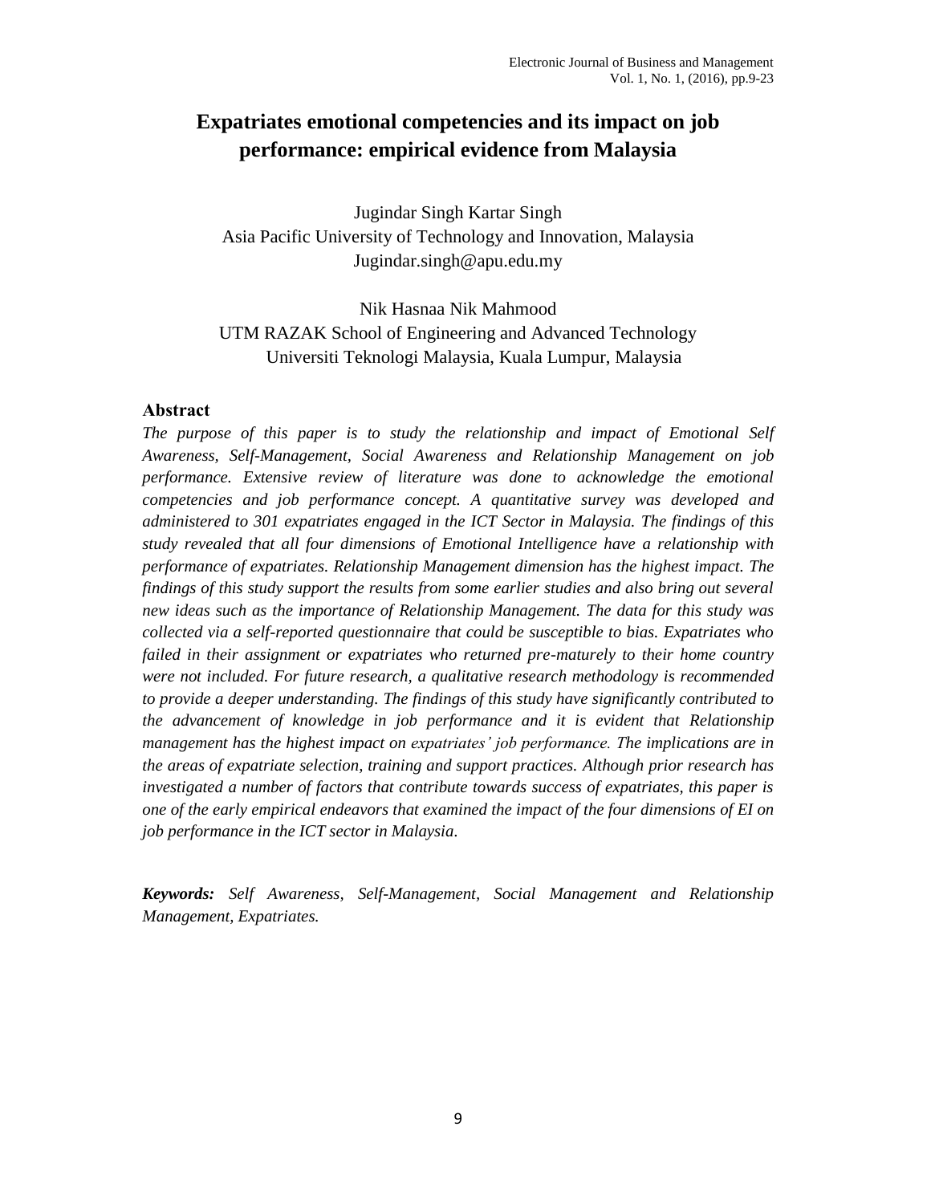# Expatriates emotional competencies and its impact on job performance: empirical evidence from Malaysia

Jugindar Singh Kartar Singh
Asia Pacific University of Technology and Innovation, Malaysia
Jugindar.singh@apu.edu.my

Nik Hasnaa Nik Mahmood
UTM RAZAK School of Engineering and Advanced Technology
Universiti Teknologi Malaysia, Kuala Lumpur, Malaysia

## Abstract

*The purpose of this paper is to study the relationship and impact of Emotional Self Awareness, Self-Management, Social Awareness and Relationship Management on job performance. Extensive review of literature was done to acknowledge the emotional competencies and job performance concept. A quantitative survey was developed and administered to 301 expatriates engaged in the ICT Sector in Malaysia. The findings of this study revealed that all four dimensions of Emotional Intelligence have a relationship with performance of expatriates. Relationship Management dimension has the highest impact. The findings of this study support the results from some earlier studies and also bring out several new ideas such as the importance of Relationship Management. The data for this study was collected via a self-reported questionnaire that could be susceptible to bias. Expatriates who failed in their assignment or expatriates who returned pre-maturely to their home country were not included. For future research, a qualitative research methodology is recommended to provide a deeper understanding. The findings of this study have significantly contributed to the advancement of knowledge in job performance and it is evident that Relationship management has the highest impact on expatriates' job performance. The implications are in the areas of expatriate selection, training and support practices. Although prior research has investigated a number of factors that contribute towards success of expatriates, this paper is one of the early empirical endeavors that examined the impact of the four dimensions of EI on job performance in the ICT sector in Malaysia.*

***Keywords:*** *Self Awareness, Self-Management, Social Management and Relationship Management, Expatriates.*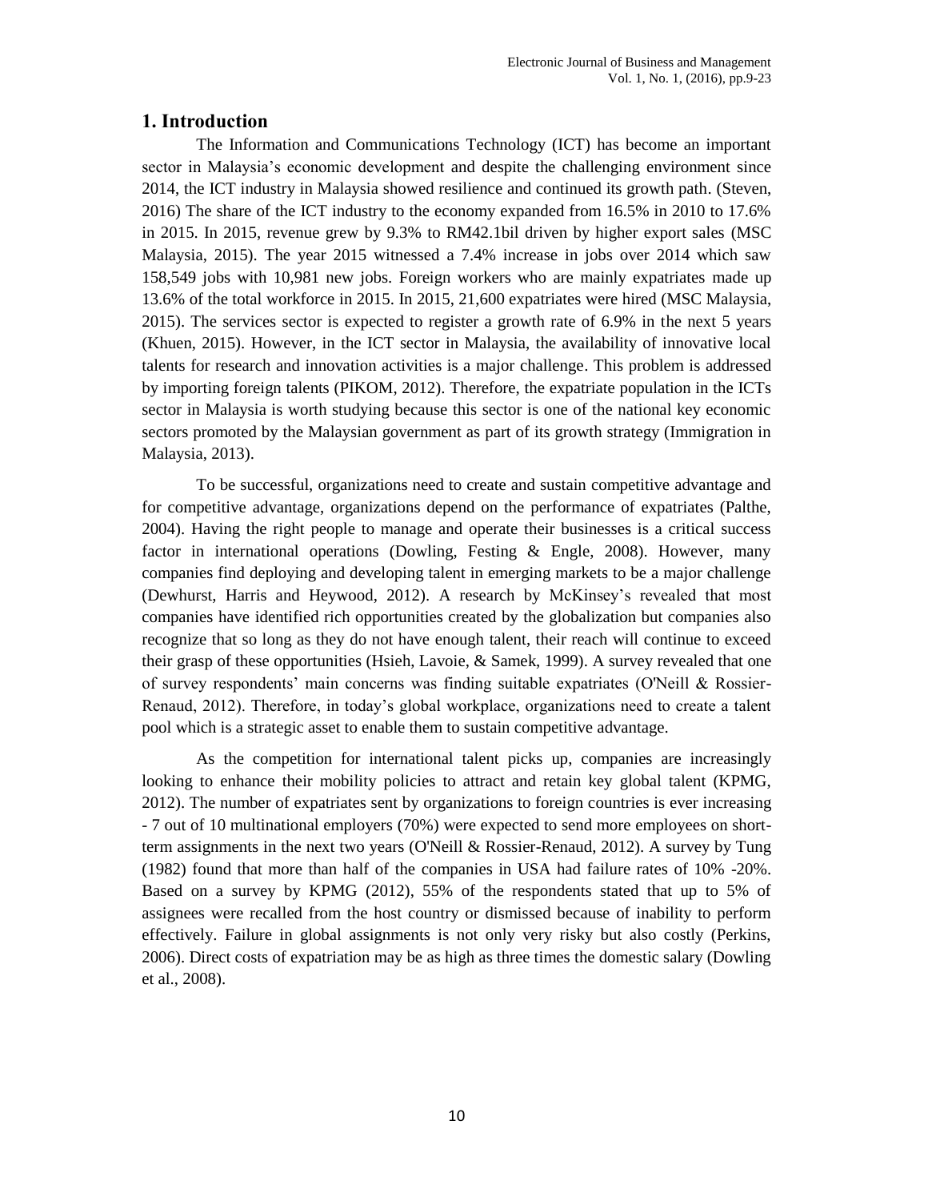## 1. Introduction

The Information and Communications Technology (ICT) has become an important sector in Malaysia's economic development and despite the challenging environment since 2014, the ICT industry in Malaysia showed resilience and continued its growth path. (Steven, 2016) The share of the ICT industry to the economy expanded from 16.5% in 2010 to 17.6% in 2015. In 2015, revenue grew by 9.3% to RM42.1bil driven by higher export sales (MSC Malaysia, 2015). The year 2015 witnessed a 7.4% increase in jobs over 2014 which saw 158,549 jobs with 10,981 new jobs. Foreign workers who are mainly expatriates made up 13.6% of the total workforce in 2015. In 2015, 21,600 expatriates were hired (MSC Malaysia, 2015). The services sector is expected to register a growth rate of 6.9% in the next 5 years (Khuen, 2015). However, in the ICT sector in Malaysia, the availability of innovative local talents for research and innovation activities is a major challenge. This problem is addressed by importing foreign talents (PIKOM, 2012). Therefore, the expatriate population in the ICTs sector in Malaysia is worth studying because this sector is one of the national key economic sectors promoted by the Malaysian government as part of its growth strategy (Immigration in Malaysia, 2013).

To be successful, organizations need to create and sustain competitive advantage and for competitive advantage, organizations depend on the performance of expatriates (Palthe, 2004). Having the right people to manage and operate their businesses is a critical success factor in international operations (Dowling, Festing & Engle, 2008). However, many companies find deploying and developing talent in emerging markets to be a major challenge (Dewhurst, Harris and Heywood, 2012). A research by McKinsey's revealed that most companies have identified rich opportunities created by the globalization but companies also recognize that so long as they do not have enough talent, their reach will continue to exceed their grasp of these opportunities (Hsieh, Lavoie, & Samek, 1999). A survey revealed that one of survey respondents' main concerns was finding suitable expatriates (O'Neill & Rossier-Renaud, 2012). Therefore, in today's global workplace, organizations need to create a talent pool which is a strategic asset to enable them to sustain competitive advantage.

As the competition for international talent picks up, companies are increasingly looking to enhance their mobility policies to attract and retain key global talent (KPMG, 2012). The number of expatriates sent by organizations to foreign countries is ever increasing - 7 out of 10 multinational employers (70%) were expected to send more employees on short-term assignments in the next two years (O'Neill & Rossier-Renaud, 2012). A survey by Tung (1982) found that more than half of the companies in USA had failure rates of 10% -20%. Based on a survey by KPMG (2012), 55% of the respondents stated that up to 5% of assignees were recalled from the host country or dismissed because of inability to perform effectively. Failure in global assignments is not only very risky but also costly (Perkins, 2006). Direct costs of expatriation may be as high as three times the domestic salary (Dowling et al., 2008).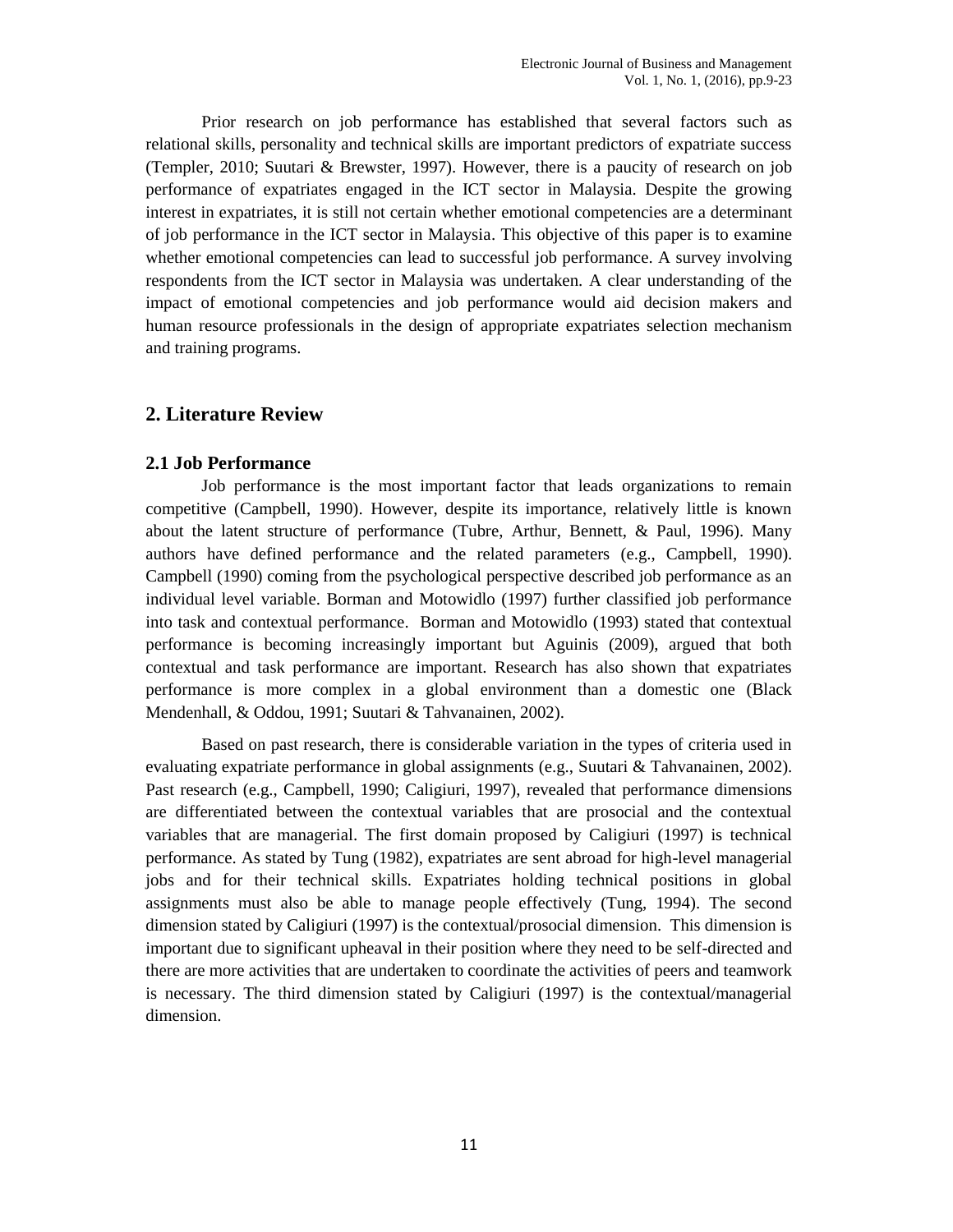Prior research on job performance has established that several factors such as relational skills, personality and technical skills are important predictors of expatriate success (Templer, 2010; Suutari & Brewster, 1997). However, there is a paucity of research on job performance of expatriates engaged in the ICT sector in Malaysia. Despite the growing interest in expatriates, it is still not certain whether emotional competencies are a determinant of job performance in the ICT sector in Malaysia. This objective of this paper is to examine whether emotional competencies can lead to successful job performance. A survey involving respondents from the ICT sector in Malaysia was undertaken. A clear understanding of the impact of emotional competencies and job performance would aid decision makers and human resource professionals in the design of appropriate expatriates selection mechanism and training programs.

## 2. Literature Review

### 2.1 Job Performance

Job performance is the most important factor that leads organizations to remain competitive (Campbell, 1990). However, despite its importance, relatively little is known about the latent structure of performance (Tubre, Arthur, Bennett, & Paul, 1996). Many authors have defined performance and the related parameters (e.g., Campbell, 1990). Campbell (1990) coming from the psychological perspective described job performance as an individual level variable. Borman and Motowidlo (1997) further classified job performance into task and contextual performance. Borman and Motowidlo (1993) stated that contextual performance is becoming increasingly important but Aguinis (2009), argued that both contextual and task performance are important. Research has also shown that expatriates performance is more complex in a global environment than a domestic one (Black Mendenhall, & Oddou, 1991; Suutari & Tahvanainen, 2002).

Based on past research, there is considerable variation in the types of criteria used in evaluating expatriate performance in global assignments (e.g., Suutari & Tahvanainen, 2002). Past research (e.g., Campbell, 1990; Caligiuri, 1997), revealed that performance dimensions are differentiated between the contextual variables that are prosocial and the contextual variables that are managerial. The first domain proposed by Caligiuri (1997) is technical performance. As stated by Tung (1982), expatriates are sent abroad for high-level managerial jobs and for their technical skills. Expatriates holding technical positions in global assignments must also be able to manage people effectively (Tung, 1994). The second dimension stated by Caligiuri (1997) is the contextual/prosocial dimension. This dimension is important due to significant upheaval in their position where they need to be self-directed and there are more activities that are undertaken to coordinate the activities of peers and teamwork is necessary. The third dimension stated by Caligiuri (1997) is the contextual/managerial dimension.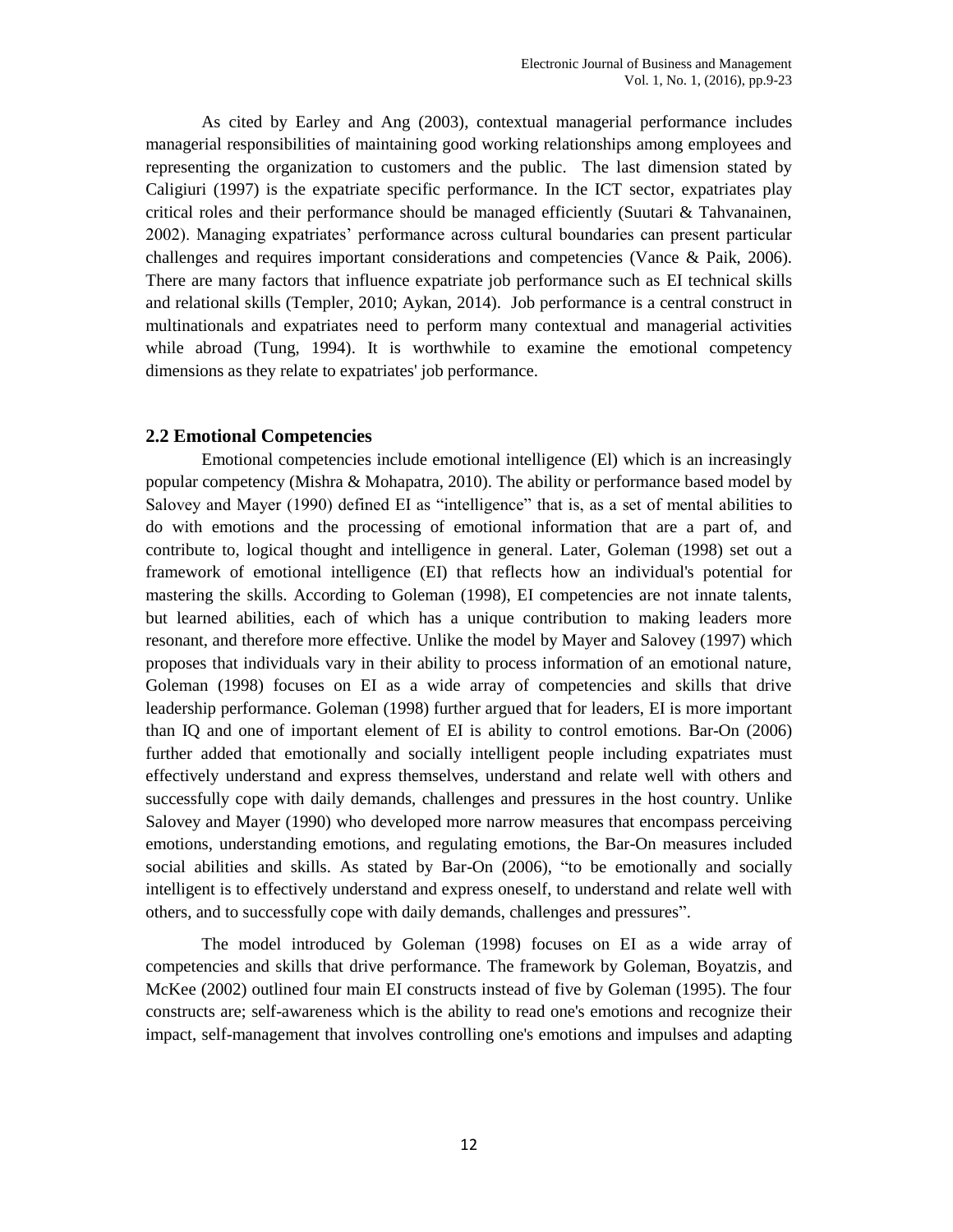As cited by Earley and Ang (2003), contextual managerial performance includes managerial responsibilities of maintaining good working relationships among employees and representing the organization to customers and the public. The last dimension stated by Caligiuri (1997) is the expatriate specific performance. In the ICT sector, expatriates play critical roles and their performance should be managed efficiently (Suutari & Tahvanainen, 2002). Managing expatriates' performance across cultural boundaries can present particular challenges and requires important considerations and competencies (Vance & Paik, 2006). There are many factors that influence expatriate job performance such as EI technical skills and relational skills (Templer, 2010; Aykan, 2014). Job performance is a central construct in multinationals and expatriates need to perform many contextual and managerial activities while abroad (Tung, 1994). It is worthwhile to examine the emotional competency dimensions as they relate to expatriates' job performance.

## 2.2 Emotional Competencies

Emotional competencies include emotional intelligence (El) which is an increasingly popular competency (Mishra & Mohapatra, 2010). The ability or performance based model by Salovey and Mayer (1990) defined EI as "intelligence" that is, as a set of mental abilities to do with emotions and the processing of emotional information that are a part of, and contribute to, logical thought and intelligence in general. Later, Goleman (1998) set out a framework of emotional intelligence (EI) that reflects how an individual's potential for mastering the skills. According to Goleman (1998), EI competencies are not innate talents, but learned abilities, each of which has a unique contribution to making leaders more resonant, and therefore more effective. Unlike the model by Mayer and Salovey (1997) which proposes that individuals vary in their ability to process information of an emotional nature, Goleman (1998) focuses on EI as a wide array of competencies and skills that drive leadership performance. Goleman (1998) further argued that for leaders, EI is more important than IQ and one of important element of EI is ability to control emotions. Bar-On (2006) further added that emotionally and socially intelligent people including expatriates must effectively understand and express themselves, understand and relate well with others and successfully cope with daily demands, challenges and pressures in the host country. Unlike Salovey and Mayer (1990) who developed more narrow measures that encompass perceiving emotions, understanding emotions, and regulating emotions, the Bar-On measures included social abilities and skills. As stated by Bar-On (2006), "to be emotionally and socially intelligent is to effectively understand and express oneself, to understand and relate well with others, and to successfully cope with daily demands, challenges and pressures".

The model introduced by Goleman (1998) focuses on EI as a wide array of competencies and skills that drive performance. The framework by Goleman, Boyatzis, and McKee (2002) outlined four main EI constructs instead of five by Goleman (1995). The four constructs are; self-awareness which is the ability to read one's emotions and recognize their impact, self-management that involves controlling one's emotions and impulses and adapting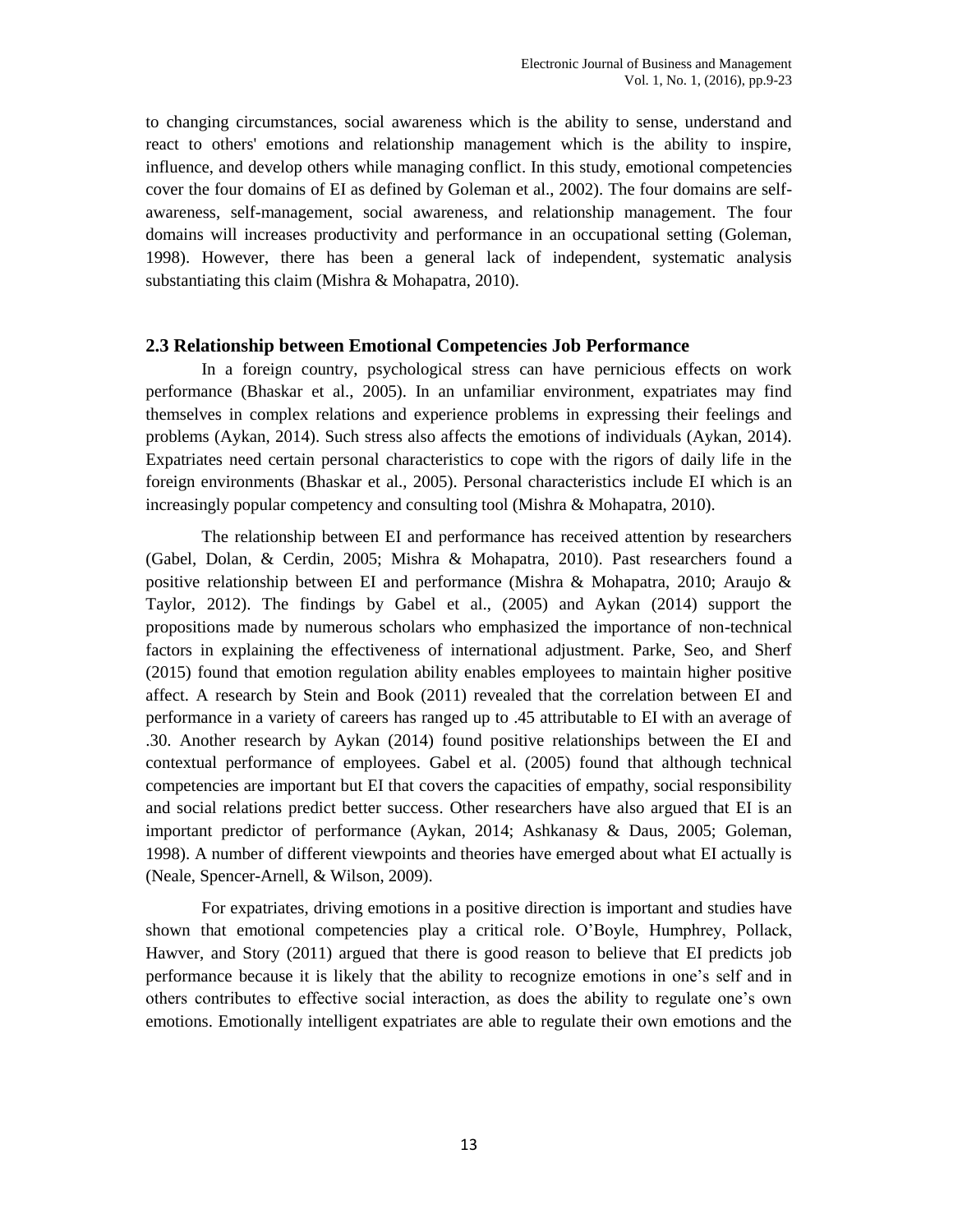to changing circumstances, social awareness which is the ability to sense, understand and react to others' emotions and relationship management which is the ability to inspire, influence, and develop others while managing conflict. In this study, emotional competencies cover the four domains of EI as defined by Goleman et al., 2002). The four domains are self-awareness, self-management, social awareness, and relationship management. The four domains will increases productivity and performance in an occupational setting (Goleman, 1998). However, there has been a general lack of independent, systematic analysis substantiating this claim (Mishra & Mohapatra, 2010).

### 2.3 Relationship between Emotional Competencies Job Performance

In a foreign country, psychological stress can have pernicious effects on work performance (Bhaskar et al., 2005). In an unfamiliar environment, expatriates may find themselves in complex relations and experience problems in expressing their feelings and problems (Aykan, 2014). Such stress also affects the emotions of individuals (Aykan, 2014). Expatriates need certain personal characteristics to cope with the rigors of daily life in the foreign environments (Bhaskar et al., 2005). Personal characteristics include EI which is an increasingly popular competency and consulting tool (Mishra & Mohapatra, 2010).

The relationship between EI and performance has received attention by researchers (Gabel, Dolan, & Cerdin, 2005; Mishra & Mohapatra, 2010). Past researchers found a positive relationship between EI and performance (Mishra & Mohapatra, 2010; Araujo & Taylor, 2012). The findings by Gabel et al., (2005) and Aykan (2014) support the propositions made by numerous scholars who emphasized the importance of non-technical factors in explaining the effectiveness of international adjustment. Parke, Seo, and Sherf (2015) found that emotion regulation ability enables employees to maintain higher positive affect. A research by Stein and Book (2011) revealed that the correlation between EI and performance in a variety of careers has ranged up to .45 attributable to EI with an average of .30. Another research by Aykan (2014) found positive relationships between the EI and contextual performance of employees. Gabel et al. (2005) found that although technical competencies are important but EI that covers the capacities of empathy, social responsibility and social relations predict better success. Other researchers have also argued that EI is an important predictor of performance (Aykan, 2014; Ashkanasy & Daus, 2005; Goleman, 1998). A number of different viewpoints and theories have emerged about what EI actually is (Neale, Spencer-Arnell, & Wilson, 2009).

For expatriates, driving emotions in a positive direction is important and studies have shown that emotional competencies play a critical role. O'Boyle, Humphrey, Pollack, Hawver, and Story (2011) argued that there is good reason to believe that EI predicts job performance because it is likely that the ability to recognize emotions in one's self and in others contributes to effective social interaction, as does the ability to regulate one's own emotions. Emotionally intelligent expatriates are able to regulate their own emotions and the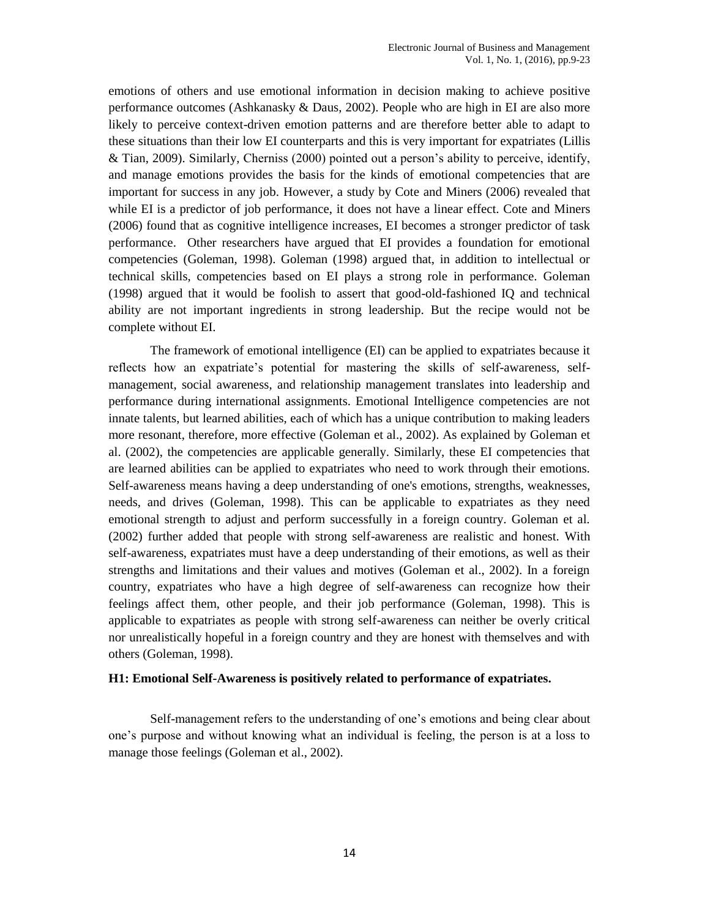emotions of others and use emotional information in decision making to achieve positive performance outcomes (Ashkanasky & Daus, 2002). People who are high in EI are also more likely to perceive context-driven emotion patterns and are therefore better able to adapt to these situations than their low EI counterparts and this is very important for expatriates (Lillis & Tian, 2009). Similarly, Cherniss (2000) pointed out a person's ability to perceive, identify, and manage emotions provides the basis for the kinds of emotional competencies that are important for success in any job. However, a study by Cote and Miners (2006) revealed that while EI is a predictor of job performance, it does not have a linear effect. Cote and Miners (2006) found that as cognitive intelligence increases, EI becomes a stronger predictor of task performance. Other researchers have argued that EI provides a foundation for emotional competencies (Goleman, 1998). Goleman (1998) argued that, in addition to intellectual or technical skills, competencies based on EI plays a strong role in performance. Goleman (1998) argued that it would be foolish to assert that good-old-fashioned IQ and technical ability are not important ingredients in strong leadership. But the recipe would not be complete without EI.

The framework of emotional intelligence (EI) can be applied to expatriates because it reflects how an expatriate's potential for mastering the skills of self-awareness, self-management, social awareness, and relationship management translates into leadership and performance during international assignments. Emotional Intelligence competencies are not innate talents, but learned abilities, each of which has a unique contribution to making leaders more resonant, therefore, more effective (Goleman et al., 2002). As explained by Goleman et al. (2002), the competencies are applicable generally. Similarly, these EI competencies that are learned abilities can be applied to expatriates who need to work through their emotions. Self-awareness means having a deep understanding of one's emotions, strengths, weaknesses, needs, and drives (Goleman, 1998). This can be applicable to expatriates as they need emotional strength to adjust and perform successfully in a foreign country. Goleman et al. (2002) further added that people with strong self-awareness are realistic and honest. With self-awareness, expatriates must have a deep understanding of their emotions, as well as their strengths and limitations and their values and motives (Goleman et al., 2002). In a foreign country, expatriates who have a high degree of self-awareness can recognize how their feelings affect them, other people, and their job performance (Goleman, 1998). This is applicable to expatriates as people with strong self-awareness can neither be overly critical nor unrealistically hopeful in a foreign country and they are honest with themselves and with others (Goleman, 1998).

**H1: Emotional Self-Awareness is positively related to performance of expatriates.**

Self-management refers to the understanding of one's emotions and being clear about one's purpose and without knowing what an individual is feeling, the person is at a loss to manage those feelings (Goleman et al., 2002).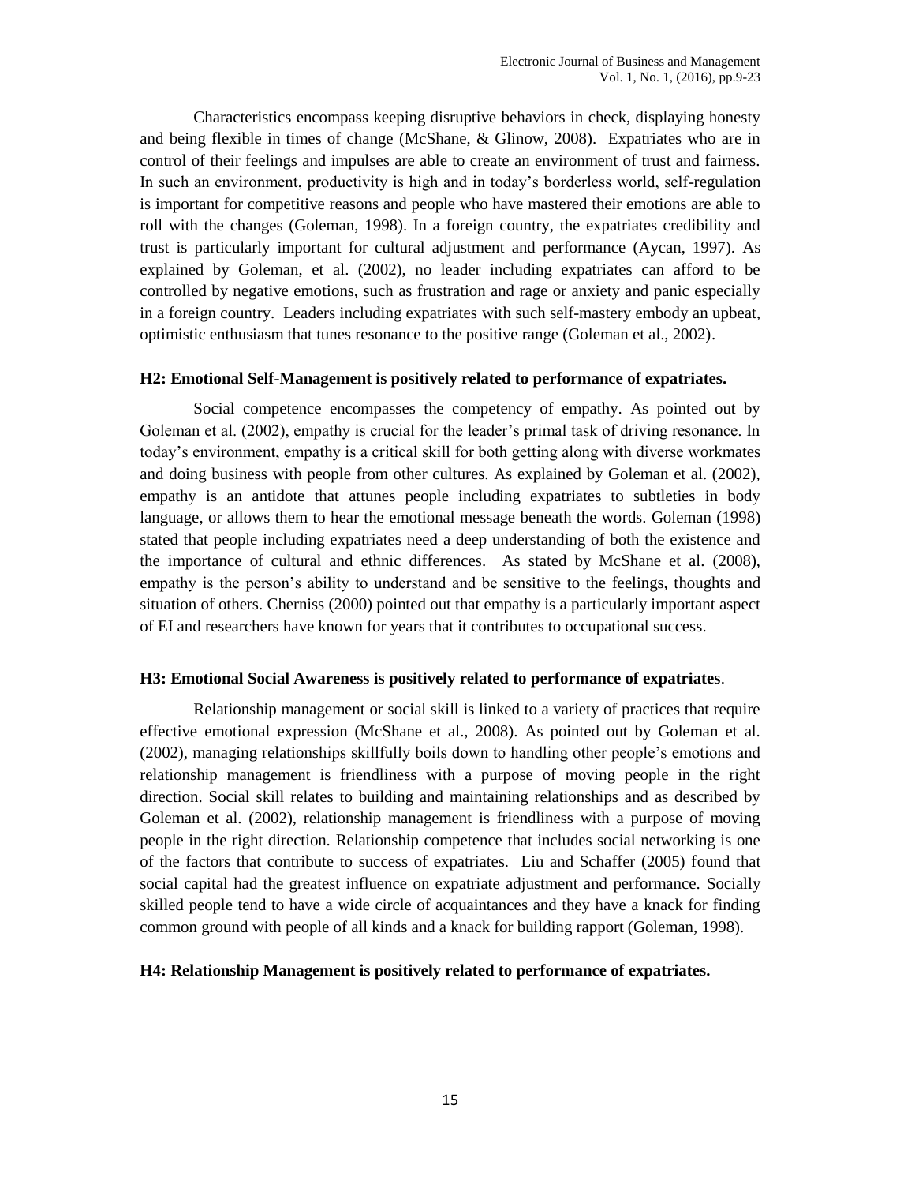Characteristics encompass keeping disruptive behaviors in check, displaying honesty and being flexible in times of change (McShane, & Glinow, 2008). Expatriates who are in control of their feelings and impulses are able to create an environment of trust and fairness. In such an environment, productivity is high and in today's borderless world, self-regulation is important for competitive reasons and people who have mastered their emotions are able to roll with the changes (Goleman, 1998). In a foreign country, the expatriates credibility and trust is particularly important for cultural adjustment and performance (Aycan, 1997). As explained by Goleman, et al. (2002), no leader including expatriates can afford to be controlled by negative emotions, such as frustration and rage or anxiety and panic especially in a foreign country. Leaders including expatriates with such self-mastery embody an upbeat, optimistic enthusiasm that tunes resonance to the positive range (Goleman et al., 2002).

**H2: Emotional Self-Management is positively related to performance of expatriates.**

Social competence encompasses the competency of empathy. As pointed out by Goleman et al. (2002), empathy is crucial for the leader's primal task of driving resonance. In today's environment, empathy is a critical skill for both getting along with diverse workmates and doing business with people from other cultures. As explained by Goleman et al. (2002), empathy is an antidote that attunes people including expatriates to subtleties in body language, or allows them to hear the emotional message beneath the words. Goleman (1998) stated that people including expatriates need a deep understanding of both the existence and the importance of cultural and ethnic differences. As stated by McShane et al. (2008), empathy is the person's ability to understand and be sensitive to the feelings, thoughts and situation of others. Cherniss (2000) pointed out that empathy is a particularly important aspect of EI and researchers have known for years that it contributes to occupational success.

**H3: Emotional Social Awareness is positively related to performance of expatriates**.

Relationship management or social skill is linked to a variety of practices that require effective emotional expression (McShane et al., 2008). As pointed out by Goleman et al. (2002), managing relationships skillfully boils down to handling other people's emotions and relationship management is friendliness with a purpose of moving people in the right direction. Social skill relates to building and maintaining relationships and as described by Goleman et al. (2002), relationship management is friendliness with a purpose of moving people in the right direction. Relationship competence that includes social networking is one of the factors that contribute to success of expatriates. Liu and Schaffer (2005) found that social capital had the greatest influence on expatriate adjustment and performance. Socially skilled people tend to have a wide circle of acquaintances and they have a knack for finding common ground with people of all kinds and a knack for building rapport (Goleman, 1998).

**H4: Relationship Management is positively related to performance of expatriates.**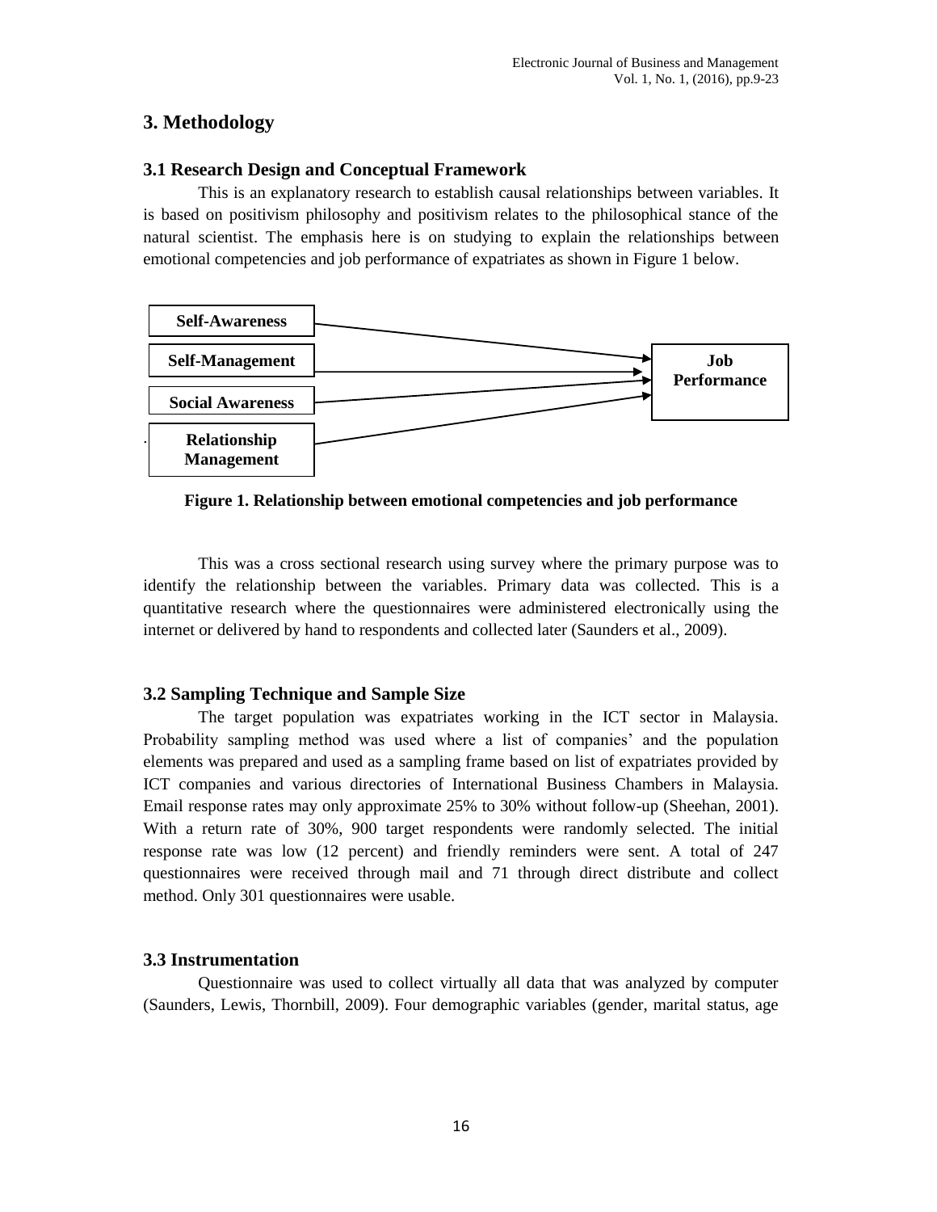## 3. Methodology

### 3.1 Research Design and Conceptual Framework

This is an explanatory research to establish causal relationships between variables. It is based on positivism philosophy and positivism relates to the philosophical stance of the natural scientist. The emphasis here is on studying to explain the relationships between emotional competencies and job performance of expatriates as shown in Figure 1 below.

Self-Awareness

Self-Management

Social Awareness

Relationship Management

Job Performance

**Figure 1. Relationship between emotional competencies and job performance**

This was a cross sectional research using survey where the primary purpose was to identify the relationship between the variables. Primary data was collected. This is a quantitative research where the questionnaires were administered electronically using the internet or delivered by hand to respondents and collected later (Saunders et al., 2009).

### 3.2 Sampling Technique and Sample Size

The target population was expatriates working in the ICT sector in Malaysia. Probability sampling method was used where a list of companies' and the population elements was prepared and used as a sampling frame based on list of expatriates provided by ICT companies and various directories of International Business Chambers in Malaysia. Email response rates may only approximate 25% to 30% without follow-up (Sheehan, 2001). With a return rate of 30%, 900 target respondents were randomly selected. The initial response rate was low (12 percent) and friendly reminders were sent. A total of 247 questionnaires were received through mail and 71 through direct distribute and collect method. Only 301 questionnaires were usable.

### 3.3 Instrumentation

Questionnaire was used to collect virtually all data that was analyzed by computer (Saunders, Lewis, Thornbill, 2009). Four demographic variables (gender, marital status, age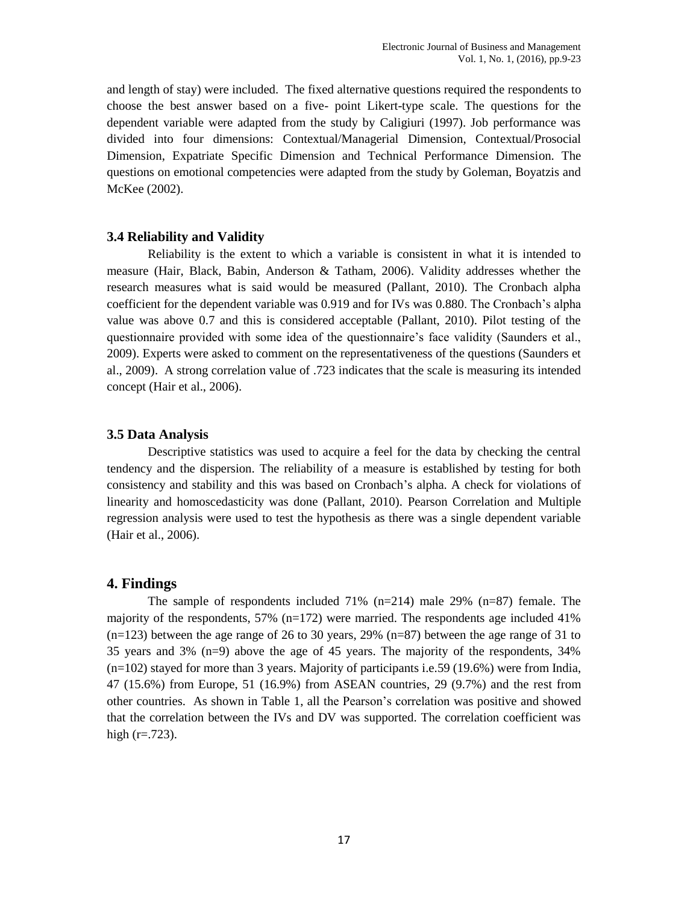and length of stay) were included. The fixed alternative questions required the respondents to choose the best answer based on a five- point Likert-type scale. The questions for the dependent variable were adapted from the study by Caligiuri (1997). Job performance was divided into four dimensions: Contextual/Managerial Dimension, Contextual/Prosocial Dimension, Expatriate Specific Dimension and Technical Performance Dimension. The questions on emotional competencies were adapted from the study by Goleman, Boyatzis and McKee (2002).

### 3.4 Reliability and Validity

Reliability is the extent to which a variable is consistent in what it is intended to measure (Hair, Black, Babin, Anderson & Tatham, 2006). Validity addresses whether the research measures what is said would be measured (Pallant, 2010). The Cronbach alpha coefficient for the dependent variable was 0.919 and for IVs was 0.880. The Cronbach's alpha value was above 0.7 and this is considered acceptable (Pallant, 2010). Pilot testing of the questionnaire provided with some idea of the questionnaire's face validity (Saunders et al., 2009). Experts were asked to comment on the representativeness of the questions (Saunders et al., 2009). A strong correlation value of .723 indicates that the scale is measuring its intended concept (Hair et al., 2006).

### 3.5 Data Analysis

Descriptive statistics was used to acquire a feel for the data by checking the central tendency and the dispersion. The reliability of a measure is established by testing for both consistency and stability and this was based on Cronbach's alpha. A check for violations of linearity and homoscedasticity was done (Pallant, 2010). Pearson Correlation and Multiple regression analysis were used to test the hypothesis as there was a single dependent variable (Hair et al., 2006).

## 4. Findings

The sample of respondents included 71% (n=214) male 29% (n=87) female. The majority of the respondents, 57% (n=172) were married. The respondents age included 41% (n=123) between the age range of 26 to 30 years, 29% (n=87) between the age range of 31 to 35 years and 3% (n=9) above the age of 45 years. The majority of the respondents, 34% (n=102) stayed for more than 3 years. Majority of participants i.e.59 (19.6%) were from India, 47 (15.6%) from Europe, 51 (16.9%) from ASEAN countries, 29 (9.7%) and the rest from other countries. As shown in Table 1, all the Pearson's correlation was positive and showed that the correlation between the IVs and DV was supported. The correlation coefficient was high (r=.723).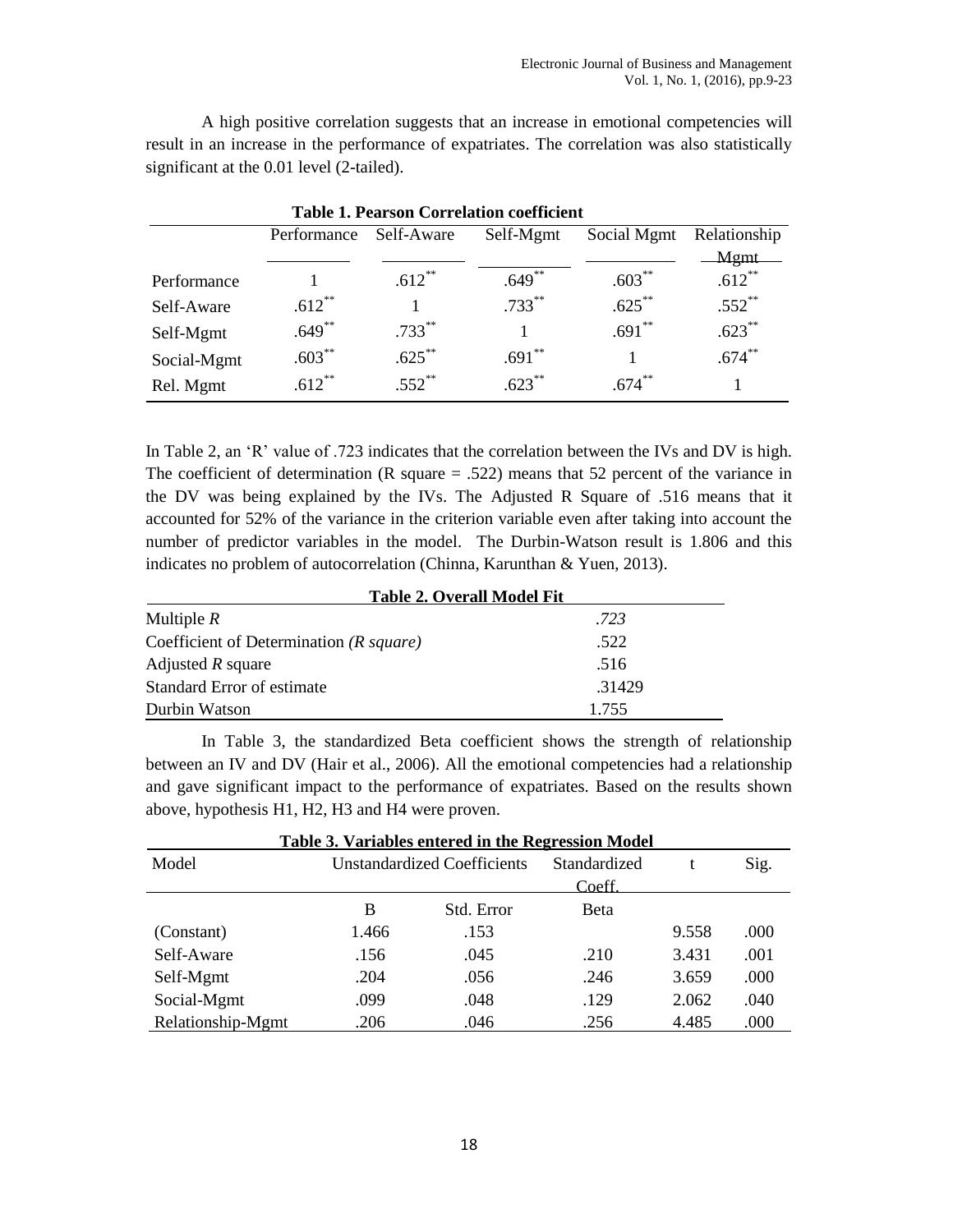A high positive correlation suggests that an increase in emotional competencies will result in an increase in the performance of expatriates. The correlation was also statistically significant at the 0.01 level (2-tailed).

**Table 1. Pearson Correlation coefficient**

| | Performance | Self-Aware | Self-Mgmt | Social Mgmt | Relationship Mgmt |
|---|---|---|---|---|---|
| Performance | 1 | .612** | .649** | .603** | .612** |
| Self-Aware | .612** | 1 | .733** | .625** | .552** |
| Self-Mgmt | .649** | .733** | 1 | .691** | .623** |
| Social-Mgmt | .603** | .625** | .691** | 1 | .674** |
| Rel. Mgmt | .612** | .552** | .623** | .674** | 1 |

In Table 2, an 'R' value of .723 indicates that the correlation between the IVs and DV is high. The coefficient of determination (R square = .522) means that 52 percent of the variance in the DV was being explained by the IVs. The Adjusted R Square of .516 means that it accounted for 52% of the variance in the criterion variable even after taking into account the number of predictor variables in the model. The Durbin-Watson result is 1.806 and this indicates no problem of autocorrelation (Chinna, Karunthan & Yuen, 2013).

**Table 2. Overall Model Fit**

| | |
|---|---|
| Multiple *R* | *.723* |
| Coefficient of Determination *(R square)* | .522 |
| Adjusted *R* square | .516 |
| Standard Error of estimate | .31429 |
| Durbin Watson | 1.755 |

In Table 3, the standardized Beta coefficient shows the strength of relationship between an IV and DV (Hair et al., 2006). All the emotional competencies had a relationship and gave significant impact to the performance of expatriates. Based on the results shown above, hypothesis H1, H2, H3 and H4 were proven.

**Table 3. Variables entered in the Regression Model**

| Model | Unstandardized Coefficients | | Standardized Coeff. | t | Sig. |
|---|---|---|---|---|---|
| | B | Std. Error | Beta | | |
| (Constant) | 1.466 | .153 | | 9.558 | .000 |
| Self-Aware | .156 | .045 | .210 | 3.431 | .001 |
| Self-Mgmt | .204 | .056 | .246 | 3.659 | .000 |
| Social-Mgmt | .099 | .048 | .129 | 2.062 | .040 |
| Relationship-Mgmt | .206 | .046 | .256 | 4.485 | .000 |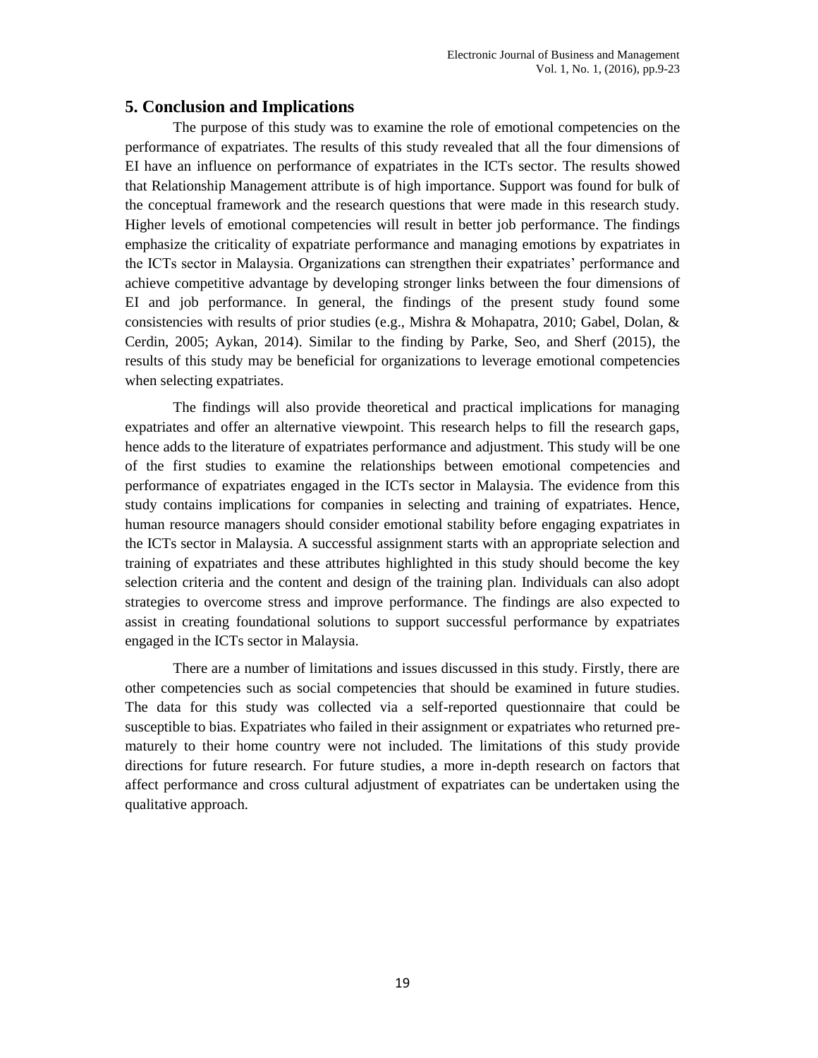## 5. Conclusion and Implications

The purpose of this study was to examine the role of emotional competencies on the performance of expatriates. The results of this study revealed that all the four dimensions of EI have an influence on performance of expatriates in the ICTs sector. The results showed that Relationship Management attribute is of high importance. Support was found for bulk of the conceptual framework and the research questions that were made in this research study. Higher levels of emotional competencies will result in better job performance. The findings emphasize the criticality of expatriate performance and managing emotions by expatriates in the ICTs sector in Malaysia. Organizations can strengthen their expatriates' performance and achieve competitive advantage by developing stronger links between the four dimensions of EI and job performance. In general, the findings of the present study found some consistencies with results of prior studies (e.g., Mishra & Mohapatra, 2010; Gabel, Dolan, & Cerdin, 2005; Aykan, 2014). Similar to the finding by Parke, Seo, and Sherf (2015), the results of this study may be beneficial for organizations to leverage emotional competencies when selecting expatriates.

The findings will also provide theoretical and practical implications for managing expatriates and offer an alternative viewpoint. This research helps to fill the research gaps, hence adds to the literature of expatriates performance and adjustment. This study will be one of the first studies to examine the relationships between emotional competencies and performance of expatriates engaged in the ICTs sector in Malaysia. The evidence from this study contains implications for companies in selecting and training of expatriates. Hence, human resource managers should consider emotional stability before engaging expatriates in the ICTs sector in Malaysia. A successful assignment starts with an appropriate selection and training of expatriates and these attributes highlighted in this study should become the key selection criteria and the content and design of the training plan. Individuals can also adopt strategies to overcome stress and improve performance. The findings are also expected to assist in creating foundational solutions to support successful performance by expatriates engaged in the ICTs sector in Malaysia.

There are a number of limitations and issues discussed in this study. Firstly, there are other competencies such as social competencies that should be examined in future studies. The data for this study was collected via a self-reported questionnaire that could be susceptible to bias. Expatriates who failed in their assignment or expatriates who returned pre-maturely to their home country were not included. The limitations of this study provide directions for future research. For future studies, a more in-depth research on factors that affect performance and cross cultural adjustment of expatriates can be undertaken using the qualitative approach.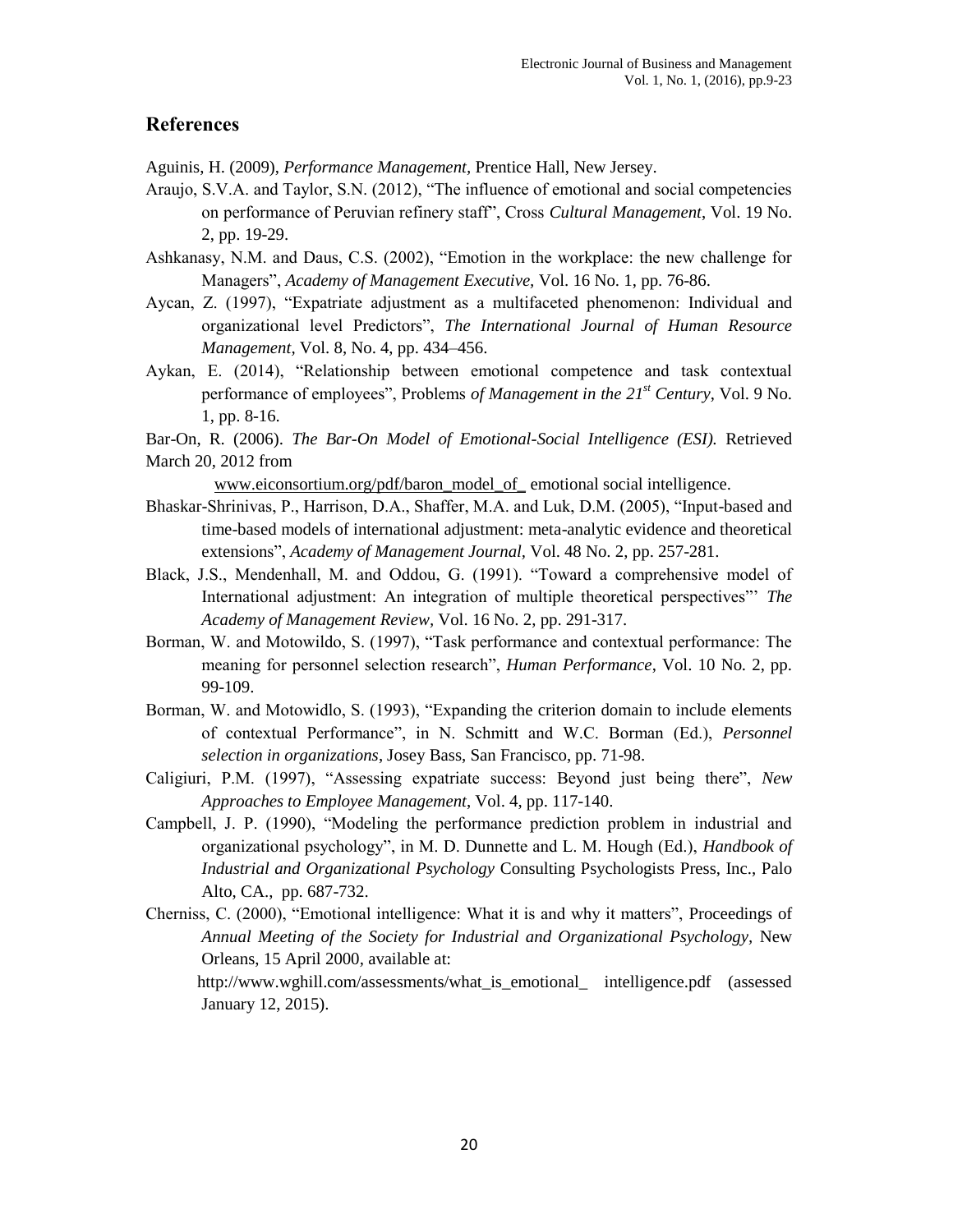## References

Aguinis, H. (2009), *Performance Management*, Prentice Hall, New Jersey.

Araujo, S.V.A. and Taylor, S.N. (2012), "The influence of emotional and social competencies on performance of Peruvian refinery staff", Cross *Cultural Management*, Vol. 19 No. 2, pp. 19-29.

Ashkanasy, N.M. and Daus, C.S. (2002), "Emotion in the workplace: the new challenge for Managers", *Academy of Management Executive*, Vol. 16 No. 1, pp. 76-86.

Aycan, Z. (1997), "Expatriate adjustment as a multifaceted phenomenon: Individual and organizational level Predictors", *The International Journal of Human Resource Management*, Vol. 8, No. 4, pp. 434–456.

Aykan, E. (2014), "Relationship between emotional competence and task contextual performance of employees", Problems *of Management in the 21st Century*, Vol. 9 No. 1, pp. 8-16.

Bar-On, R. (2006). *The Bar-On Model of Emotional-Social Intelligence (ESI).* Retrieved March 20, 2012 from www.eiconsortium.org/pdf/baron_model_of_ emotional social intelligence.

Bhaskar-Shrinivas, P., Harrison, D.A., Shaffer, M.A. and Luk, D.M. (2005), "Input-based and time-based models of international adjustment: meta-analytic evidence and theoretical extensions", *Academy of Management Journal*, Vol. 48 No. 2, pp. 257-281.

Black, J.S., Mendenhall, M. and Oddou, G. (1991). "Toward a comprehensive model of International adjustment: An integration of multiple theoretical perspectives"' *The Academy of Management Review,* Vol. 16 No. 2, pp. 291-317.

Borman, W. and Motowildo, S. (1997), "Task performance and contextual performance: The meaning for personnel selection research", *Human Performance,* Vol. 10 No. 2, pp. 99-109.

Borman, W. and Motowidlo, S. (1993), "Expanding the criterion domain to include elements of contextual Performance", in N. Schmitt and W.C. Borman (Ed.), *Personnel selection in organizations*, Josey Bass, San Francisco, pp. 71-98.

Caligiuri, P.M. (1997), "Assessing expatriate success: Beyond just being there", *New Approaches to Employee Management*, Vol. 4, pp. 117-140.

Campbell, J. P. (1990), "Modeling the performance prediction problem in industrial and organizational psychology", in M. D. Dunnette and L. M. Hough (Ed.), *Handbook of Industrial and Organizational Psychology* Consulting Psychologists Press, Inc., Palo Alto, CA., pp. 687-732.

Cherniss, C. (2000), "Emotional intelligence: What it is and why it matters", Proceedings of *Annual Meeting of the Society for Industrial and Organizational Psychology*, New Orleans, 15 April 2000, available at: http://www.wghill.com/assessments/what_is_emotional_ intelligence.pdf (assessed January 12, 2015).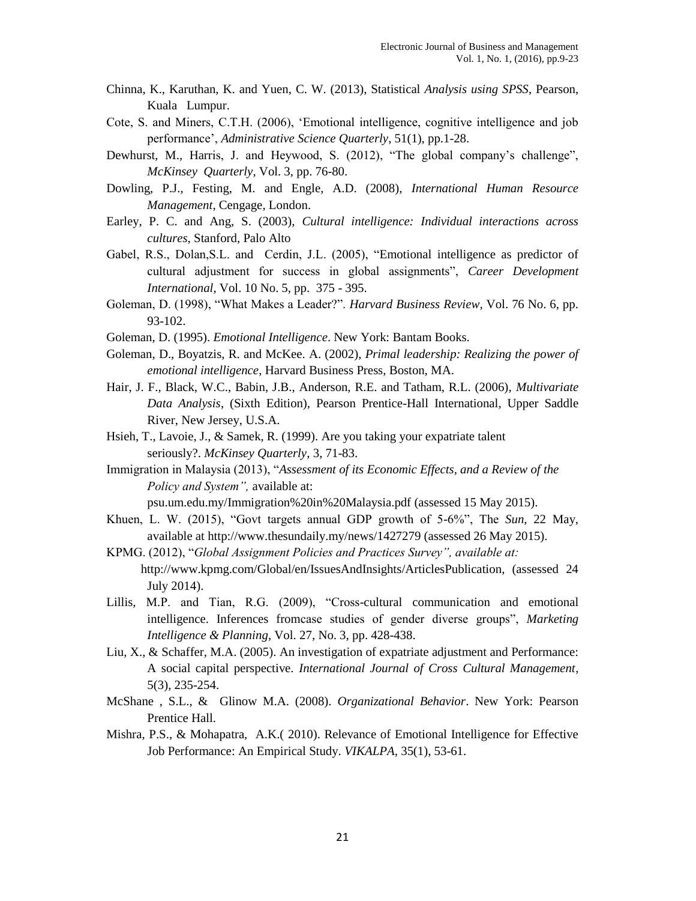Chinna, K., Karuthan, K. and Yuen, C. W. (2013), Statistical *Analysis using SPSS*, Pearson, Kuala Lumpur.

Cote, S. and Miners, C.T.H. (2006), 'Emotional intelligence, cognitive intelligence and job performance', *Administrative Science Quarterly*, 51(1), pp.1-28.

Dewhurst, M., Harris, J. and Heywood, S. (2012), "The global company's challenge", *McKinsey Quarterly*, Vol. 3, pp. 76-80.

Dowling, P.J., Festing, M. and Engle, A.D. (2008), *International Human Resource Management*, Cengage, London.

Earley, P. C. and Ang, S. (2003), *Cultural intelligence: Individual interactions across cultures*, Stanford, Palo Alto

Gabel, R.S., Dolan,S.L. and Cerdin, J.L. (2005), "Emotional intelligence as predictor of cultural adjustment for success in global assignments", *Career Development International*, Vol. 10 No. 5, pp. 375 - 395.

Goleman, D. (1998), "What Makes a Leader?". *Harvard Business Review*, Vol. 76 No. 6, pp. 93-102.

Goleman, D. (1995). *Emotional Intelligence*. New York: Bantam Books.

Goleman, D., Boyatzis, R. and McKee. A. (2002), *Primal leadership: Realizing the power of emotional intelligence*, Harvard Business Press, Boston, MA.

Hair, J. F., Black, W.C., Babin, J.B., Anderson, R.E. and Tatham, R.L. (2006), *Multivariate Data Analysis*, (Sixth Edition), Pearson Prentice-Hall International, Upper Saddle River, New Jersey, U.S.A.

Hsieh, T., Lavoie, J., & Samek, R. (1999). Are you taking your expatriate talent seriously?. *McKinsey Quarterly*, 3, 71-83.

Immigration in Malaysia (2013), "*Assessment of its Economic Effects, and a Review of the Policy and System",* available at: psu.um.edu.my/Immigration%20in%20Malaysia.pdf (assessed 15 May 2015).

Khuen, L. W. (2015), "Govt targets annual GDP growth of 5-6%", The *Sun*, 22 May, available at http://www.thesundaily.my/news/1427279 (assessed 26 May 2015).

KPMG. (2012), "*Global Assignment Policies and Practices Survey", available at:* http://www.kpmg.com/Global/en/IssuesAndInsights/ArticlesPublication, (assessed 24 July 2014).

Lillis, M.P. and Tian, R.G. (2009), "Cross-cultural communication and emotional intelligence. Inferences fromcase studies of gender diverse groups", *Marketing Intelligence & Planning*, Vol. 27, No. 3, pp. 428-438.

Liu, X., & Schaffer, M.A. (2005). An investigation of expatriate adjustment and Performance: A social capital perspective. *International Journal of Cross Cultural Management*, 5(3), 235-254.

McShane , S.L., & Glinow M.A. (2008). *Organizational Behavior*. New York: Pearson Prentice Hall.

Mishra, P.S., & Mohapatra, A.K.( 2010). Relevance of Emotional Intelligence for Effective Job Performance: An Empirical Study. *VIKALPA*, 35(1), 53-61.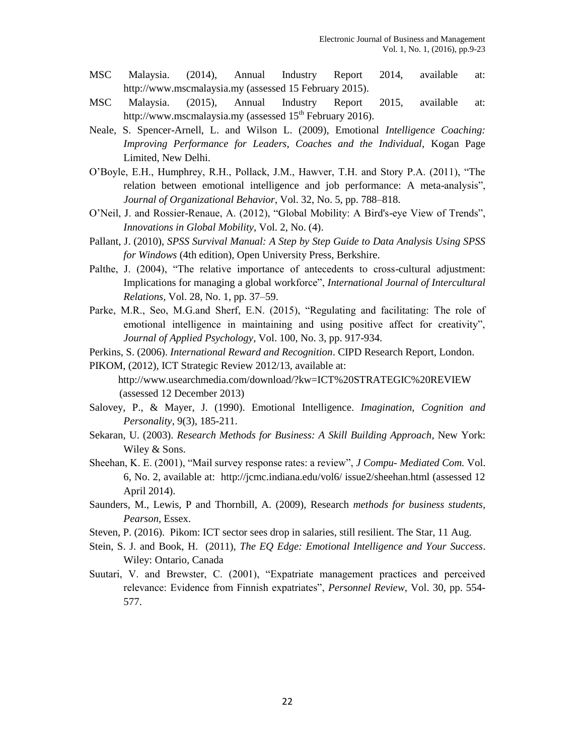MSC Malaysia. (2014), Annual Industry Report 2014, available at: http://www.mscmalaysia.my (assessed 15 February 2015).

MSC Malaysia. (2015), Annual Industry Report 2015, available at: http://www.mscmalaysia.my (assessed 15th February 2016).

Neale, S. Spencer-Arnell, L. and Wilson L. (2009), Emotional *Intelligence Coaching: Improving Performance for Leaders, Coaches and the Individual*, Kogan Page Limited, New Delhi.

O'Boyle, E.H., Humphrey, R.H., Pollack, J.M., Hawver, T.H. and Story P.A. (2011), "The relation between emotional intelligence and job performance: A meta-analysis", *Journal of Organizational Behavior*, Vol. 32, No. 5, pp. 788–818.

O'Neil, J. and Rossier-Renaue, A. (2012), "Global Mobility: A Bird's-eye View of Trends", *Innovations in Global Mobility*, Vol. 2, No. (4).

Pallant, J. (2010), *SPSS Survival Manual: A Step by Step Guide to Data Analysis Using SPSS for Windows* (4th edition), Open University Press, Berkshire.

Palthe, J. (2004), "The relative importance of antecedents to cross-cultural adjustment: Implications for managing a global workforce", *International Journal of Intercultural Relations*, Vol. 28, No. 1, pp. 37–59.

Parke, M.R., Seo, M.G.and Sherf, E.N. (2015), "Regulating and facilitating: The role of emotional intelligence in maintaining and using positive affect for creativity", *Journal of Applied Psychology*, Vol. 100, No. 3, pp. 917-934.

Perkins, S. (2006). *International Reward and Recognition*. CIPD Research Report, London.

PIKOM, (2012), ICT Strategic Review 2012/13, available at: http://www.usearchmedia.com/download/?kw=ICT%20STRATEGIC%20REVIEW (assessed 12 December 2013)

Salovey, P., & Mayer, J. (1990). Emotional Intelligence. *Imagination, Cognition and Personality*, 9(3), 185-211.

Sekaran, U. (2003). *Research Methods for Business: A Skill Building Approach*, New York: Wiley & Sons.

Sheehan, K. E. (2001), "Mail survey response rates: a review", *J Compu- Mediated Com.* Vol. 6, No. 2, available at: http://jcmc.indiana.edu/vol6/ issue2/sheehan.html (assessed 12 April 2014).

Saunders, M., Lewis, P and Thornbill, A. (2009), Research *methods for business students, Pearson*, Essex.

Steven, P. (2016). Pikom: ICT sector sees drop in salaries, still resilient. The Star, 11 Aug.

Stein, S. J. and Book, H. (2011), *The EQ Edge: Emotional Intelligence and Your Success*. Wiley: Ontario, Canada

Suutari, V. and Brewster, C. (2001), "Expatriate management practices and perceived relevance: Evidence from Finnish expatriates", *Personnel Review*, Vol. 30, pp. 554-577.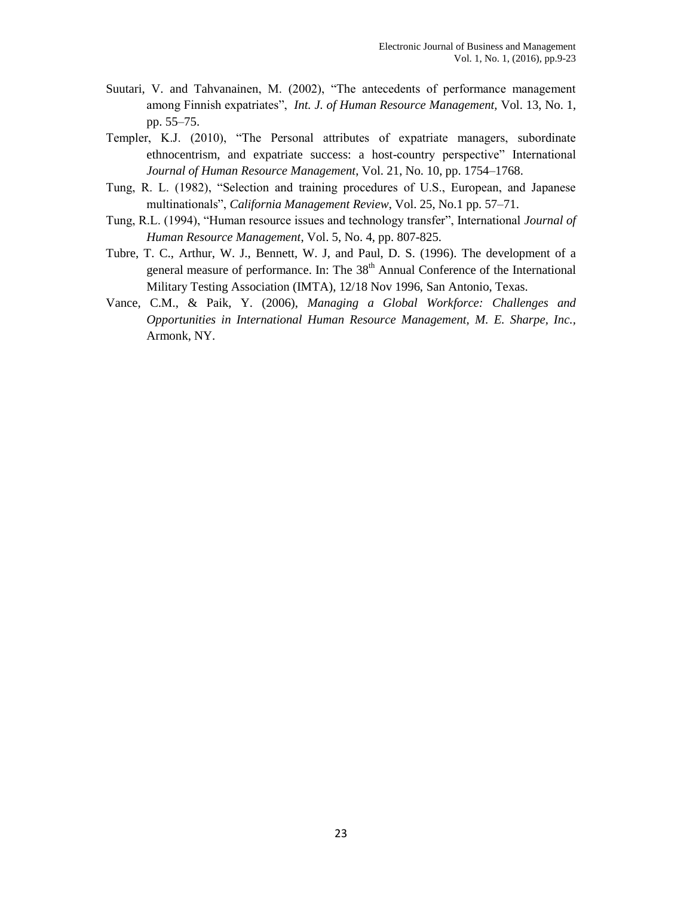Suutari, V. and Tahvanainen, M. (2002), "The antecedents of performance management among Finnish expatriates", *Int. J. of Human Resource Management,* Vol. 13, No. 1, pp. 55–75.

Templer, K.J. (2010), "The Personal attributes of expatriate managers, subordinate ethnocentrism, and expatriate success: a host-country perspective" International *Journal of Human Resource Management*, Vol. 21, No. 10, pp. 1754–1768.

Tung, R. L. (1982), "Selection and training procedures of U.S., European, and Japanese multinationals", *California Management Review*, Vol. 25, No.1 pp. 57–71.

Tung, R.L. (1994), "Human resource issues and technology transfer", International *Journal of Human Resource Management*, Vol. 5, No. 4, pp. 807-825.

Tubre, T. C., Arthur, W. J., Bennett, W. J, and Paul, D. S. (1996). The development of a general measure of performance. In: The 38th Annual Conference of the International Military Testing Association (IMTA), 12/18 Nov 1996, San Antonio, Texas.

Vance, C.M., & Paik, Y. (2006), *Managing a Global Workforce: Challenges and Opportunities in International Human Resource Management, M. E. Sharpe, Inc.*, Armonk, NY.